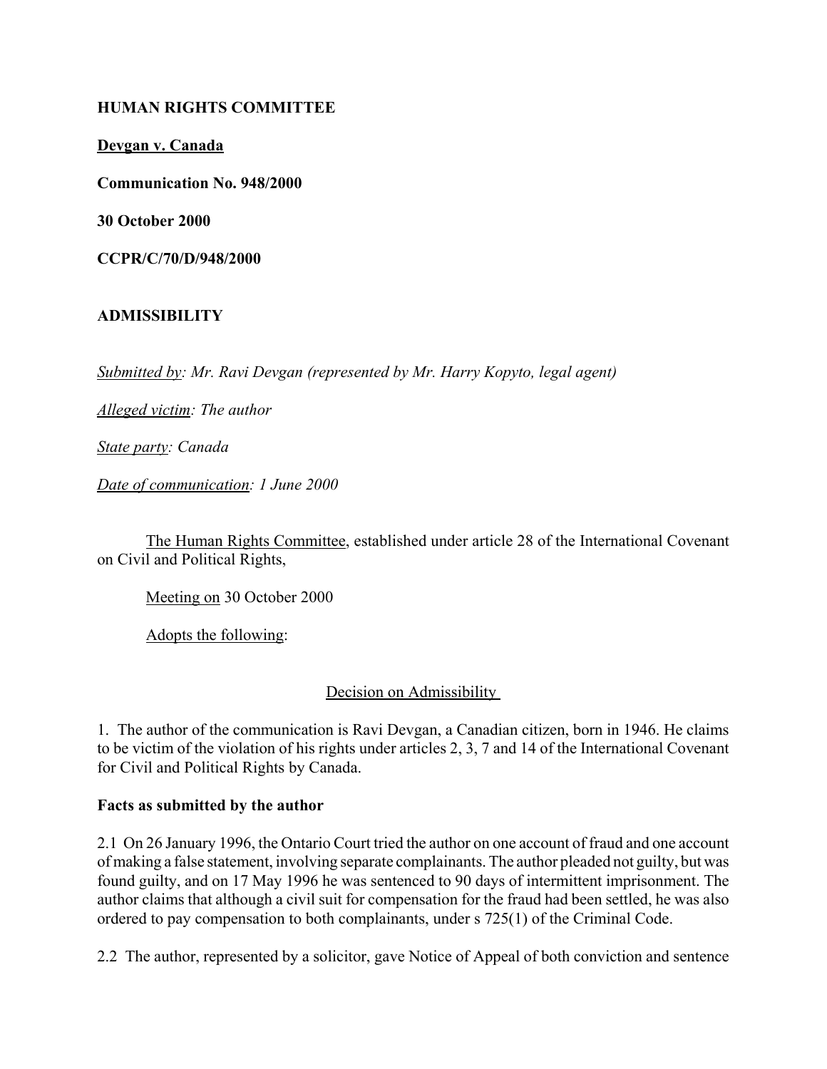**HUMAN RIGHTS COMMITTEE**

**Devgan v. Canada**

**Communication No. 948/2000**

**30 October 2000**

**CCPR/C/70/D/948/2000**

**ADMISSIBILITY**

*Submitted by: Mr. Ravi Devgan (represented by Mr. Harry Kopyto, legal agent)*

*Alleged victim: The author*

*State party: Canada*

*Date of communication: 1 June 2000*

The Human Rights Committee, established under article 28 of the International Covenant on Civil and Political Rights,

Meeting on 30 October 2000

Adopts the following:

Decision on Admissibility

1. The author of the communication is Ravi Devgan, a Canadian citizen, born in 1946. He claims to be victim of the violation of his rights under articles 2, 3, 7 and 14 of the International Covenant for Civil and Political Rights by Canada.

**Facts as submitted by the author**

2.1 On 26 January 1996, the Ontario Court tried the author on one account of fraud and one account of making a false statement, involving separate complainants. The author pleaded not guilty, but was found guilty, and on 17 May 1996 he was sentenced to 90 days of intermittent imprisonment. The author claims that although a civil suit for compensation for the fraud had been settled, he was also ordered to pay compensation to both complainants, under s 725(1) of the Criminal Code.

2.2 The author, represented by a solicitor, gave Notice of Appeal of both conviction and sentence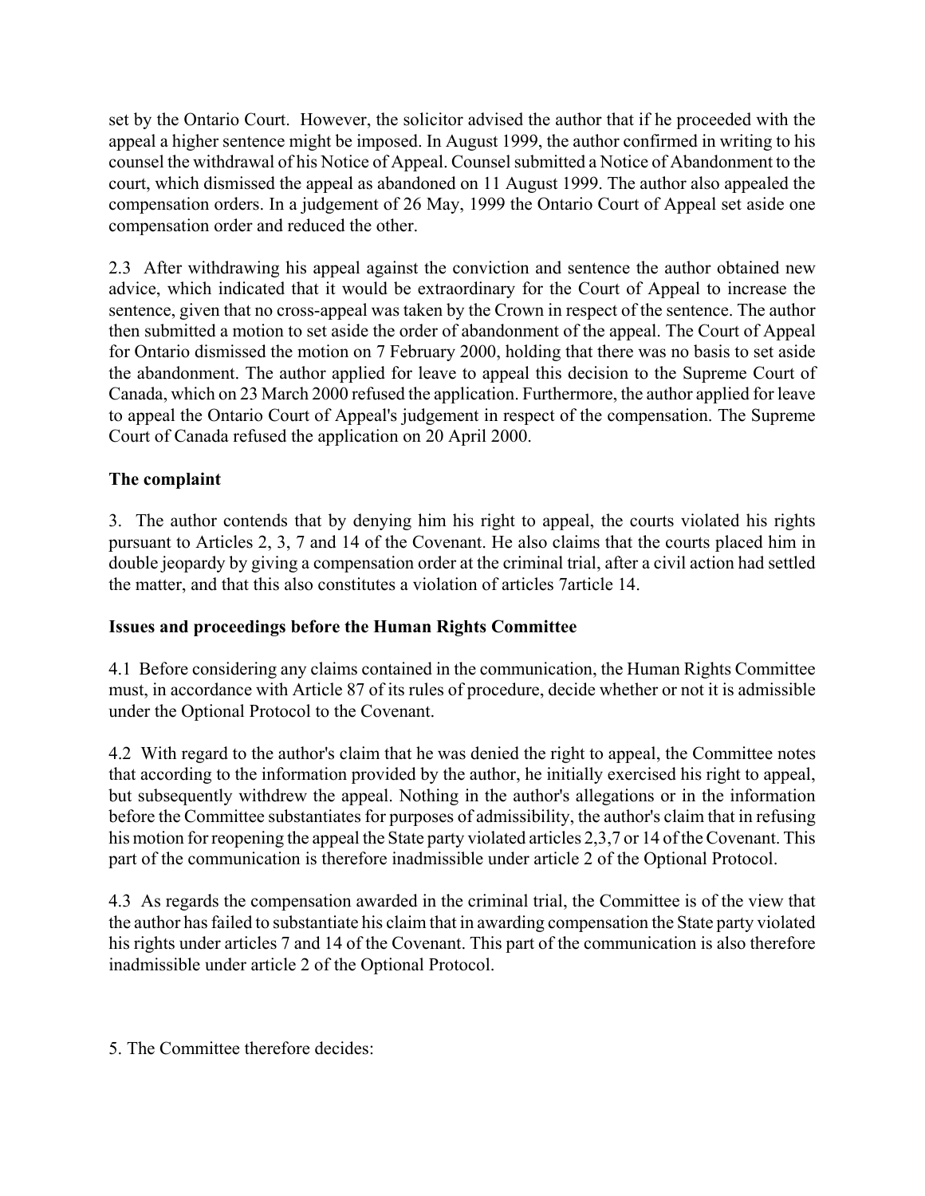set by the Ontario Court. However, the solicitor advised the author that if he proceeded with the appeal a higher sentence might be imposed. In August 1999, the author confirmed in writing to his counsel the withdrawal of his Notice of Appeal. Counsel submitted a Notice of Abandonment to the court, which dismissed the appeal as abandoned on 11 August 1999. The author also appealed the compensation orders. In a judgement of 26 May, 1999 the Ontario Court of Appeal set aside one compensation order and reduced the other.

2.3 After withdrawing his appeal against the conviction and sentence the author obtained new advice, which indicated that it would be extraordinary for the Court of Appeal to increase the sentence, given that no cross-appeal was taken by the Crown in respect of the sentence. The author then submitted a motion to set aside the order of abandonment of the appeal. The Court of Appeal for Ontario dismissed the motion on 7 February 2000, holding that there was no basis to set aside the abandonment. The author applied for leave to appeal this decision to the Supreme Court of Canada, which on 23 March 2000 refused the application. Furthermore, the author applied for leave to appeal the Ontario Court of Appeal's judgement in respect of the compensation. The Supreme Court of Canada refused the application on 20 April 2000.

**The complaint**

3. The author contends that by denying him his right to appeal, the courts violated his rights pursuant to Articles 2, 3, 7 and 14 of the Covenant. He also claims that the courts placed him in double jeopardy by giving a compensation order at the criminal trial, after a civil action had settled the matter, and that this also constitutes a violation of articles 7article 14.

**Issues and proceedings before the Human Rights Committee**

4.1 Before considering any claims contained in the communication, the Human Rights Committee must, in accordance with Article 87 of its rules of procedure, decide whether or not it is admissible under the Optional Protocol to the Covenant.

4.2 With regard to the author's claim that he was denied the right to appeal, the Committee notes that according to the information provided by the author, he initially exercised his right to appeal, but subsequently withdrew the appeal. Nothing in the author's allegations or in the information before the Committee substantiates for purposes of admissibility, the author's claim that in refusing his motion for reopening the appeal the State party violated articles 2,3,7 or 14 of the Covenant. This part of the communication is therefore inadmissible under article 2 of the Optional Protocol.

4.3 As regards the compensation awarded in the criminal trial, the Committee is of the view that the author has failed to substantiate his claim that in awarding compensation the State party violated his rights under articles 7 and 14 of the Covenant. This part of the communication is also therefore inadmissible under article 2 of the Optional Protocol.

5. The Committee therefore decides: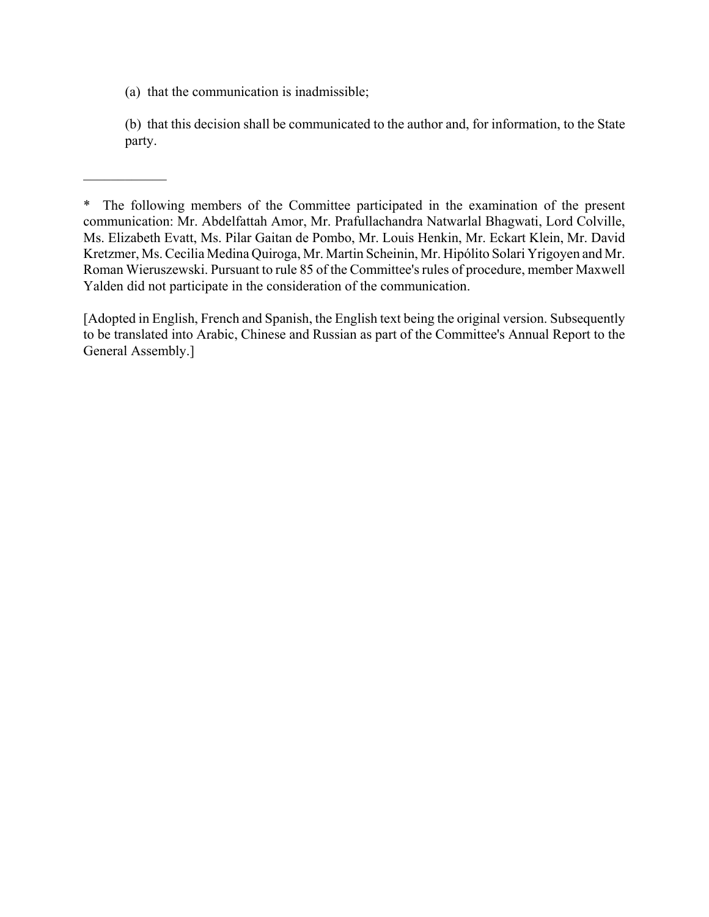(a) that the communication is inadmissible;

(b) that this decision shall be communicated to the author and, for information, to the State party.

____________

* The following members of the Committee participated in the examination of the present communication: Mr. Abdelfattah Amor, Mr. Prafullachandra Natwarlal Bhagwati, Lord Colville, Ms. Elizabeth Evatt, Ms. Pilar Gaitan de Pombo, Mr. Louis Henkin, Mr. Eckart Klein, Mr. David Kretzmer, Ms. Cecilia Medina Quiroga, Mr. Martin Scheinin, Mr. Hipólito Solari Yrigoyen and Mr. Roman Wieruszewski. Pursuant to rule 85 of the Committee's rules of procedure, member Maxwell Yalden did not participate in the consideration of the communication.

[Adopted in English, French and Spanish, the English text being the original version. Subsequently to be translated into Arabic, Chinese and Russian as part of the Committee's Annual Report to the General Assembly.]